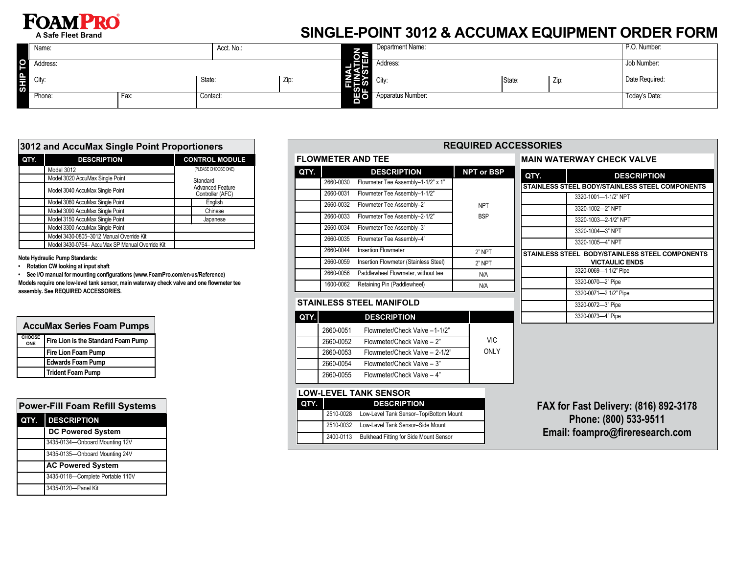**FOAMPRO**
A Safe Fleet Brand

# SINGLE-POINT 3012 & ACCUMAX EQUIPMENT ORDER FORM

| SHIP TO | | | | |
|---|---|---|---|---|
| Name: | | Acct. No.: | | |
| Address: | | | | |
| City: | | State: | Zip: | |
| Phone: | Fax: | Contact: | | |

| FINAL DESTINATION OF SYSTEM | | | |
|---|---|---|---|
| Department Name: | | | P.O. Number: |
| Address: | | | Job Number: |
| City: | State: | Zip: | Date Required: |
| Apparatus Number: | | | Today's Date: |

## 3012 and AccuMax Single Point Proportioners

| QTY. | DESCRIPTION | CONTROL MODULE | |
|---|---|---|---|
| | Model 3012 | (PLEASE CHOOSE ONE) | |
| | Model 3020 AccuMax Single Point | Standard Advanced Feature Controller (AFC) | |
| | Model 3040 AccuMax Single Point | | |
| | Model 3060 AccuMax Single Point | | English |
| | Model 3090 AccuMax Single Point | | Chinese |
| | Model 3150 AccuMax Single Point | | Japanese |
| | Model 3300 AccuMax Single Point | | |
| | Model 3430-0805–3012 Manual Override Kit | | |
| | Model 3430-0764– AccuMax SP Manual Override Kit | | |

**Note Hydraulic Pump Standards:**

- **Rotation CW looking at input shaft**
- **See I/O manual for mounting configurations (www.FoamPro.com/en-us/Reference)**

**Models require one low-level tank sensor, main waterway check valve and one flowmeter tee assembly. See REQUIRED ACCESSORIES.**

## AccuMax Series Foam Pumps

| CHOOSE ONE | Fire Lion is the Standard Foam Pump |
|---|---|
| | Fire Lion Foam Pump |
| | Edwards Foam Pump |
| | Trident Foam Pump |

## Power-Fill Foam Refill Systems

| QTY. | DESCRIPTION |
|---|---|
| | **DC Powered System** |
| | 3435-0134—Onboard Mounting 12V |
| | 3435-0135—Onboard Mounting 24V |
| | **AC Powered System** |
| | 3435-0118—Complete Portable 110V |
| | 3435-0120—Panel Kit |

## REQUIRED ACCESSORIES

### FLOWMETER AND TEE

| QTY. | DESCRIPTION | | NPT or BSP |
|---|---|---|---|
| | 2660-0030 | Flowmeter Tee Assembly–1-1/2" x 1" | NPT BSP |
| | 2660-0031 | Flowmeter Tee Assembly–1-1/2" | |
| | 2660-0032 | Flowmeter Tee Assembly–2" | |
| | 2660-0033 | Flowmeter Tee Assembly–2-1/2" | |
| | 2660-0034 | Flowmeter Tee Assembly–3" | |
| | 2660-0035 | Flowmeter Tee Assembly–4" | |
| | 2660-0044 | Insertion Flowmeter | 2" NPT |
| | 2660-0059 | Insertion Flowmeter (Stainless Steel) | 2" NPT |
| | 2660-0056 | Paddlewheel Flowmeter, without tee | N/A |
| | 1600-0062 | Retaining Pin (Paddlewheel) | N/A |

### STAINLESS STEEL MANIFOLD

| QTY. | DESCRIPTION | | |
|---|---|---|---|
| | 2660-0051 | Flowmeter/Check Valve –1-1/2" | VIC ONLY |
| | 2660-0052 | Flowmeter/Check Valve – 2" | |
| | 2660-0053 | Flowmeter/Check Valve – 2-1/2" | |
| | 2660-0054 | Flowmeter/Check Valve – 3" | |
| | 2660-0055 | Flowmeter/Check Valve – 4" | |

### LOW-LEVEL TANK SENSOR

| QTY. | DESCRIPTION | |
|---|---|---|
| | 2510-0028 | Low-Level Tank Sensor–Top/Bottom Mount |
| | 2510-0032 | Low-Level Tank Sensor–Side Mount |
| | 2400-0113 | Bulkhead Fitting for Side Mount Sensor |

### MAIN WATERWAY CHECK VALVE

| QTY. | DESCRIPTION |
|---|---|
| **STAINLESS STEEL BODY/STAINLESS STEEL COMPONENTS** | |
| | 3320-1001—1-1/2" NPT |
| | 3320-1002—2" NPT |
| | 3320-1003—2-1/2" NPT |
| | 3320-1004—3" NPT |
| | 3320-1005—4" NPT |
| **STAINLESS STEEL BODY/STAINLESS STEEL COMPONENTS VICTAULIC ENDS** | |
| | 3320-0069—1 1/2" Pipe |
| | 3320-0070—2" Pipe |
| | 3320-0071—2 1/2" Pipe |
| | 3320-0072—3" Pipe |
| | 3320-0073—4" Pipe |

**FAX for Fast Delivery: (816) 892-3178**
**Phone: (800) 533-9511**
**Email: foampro@fireresearch.com**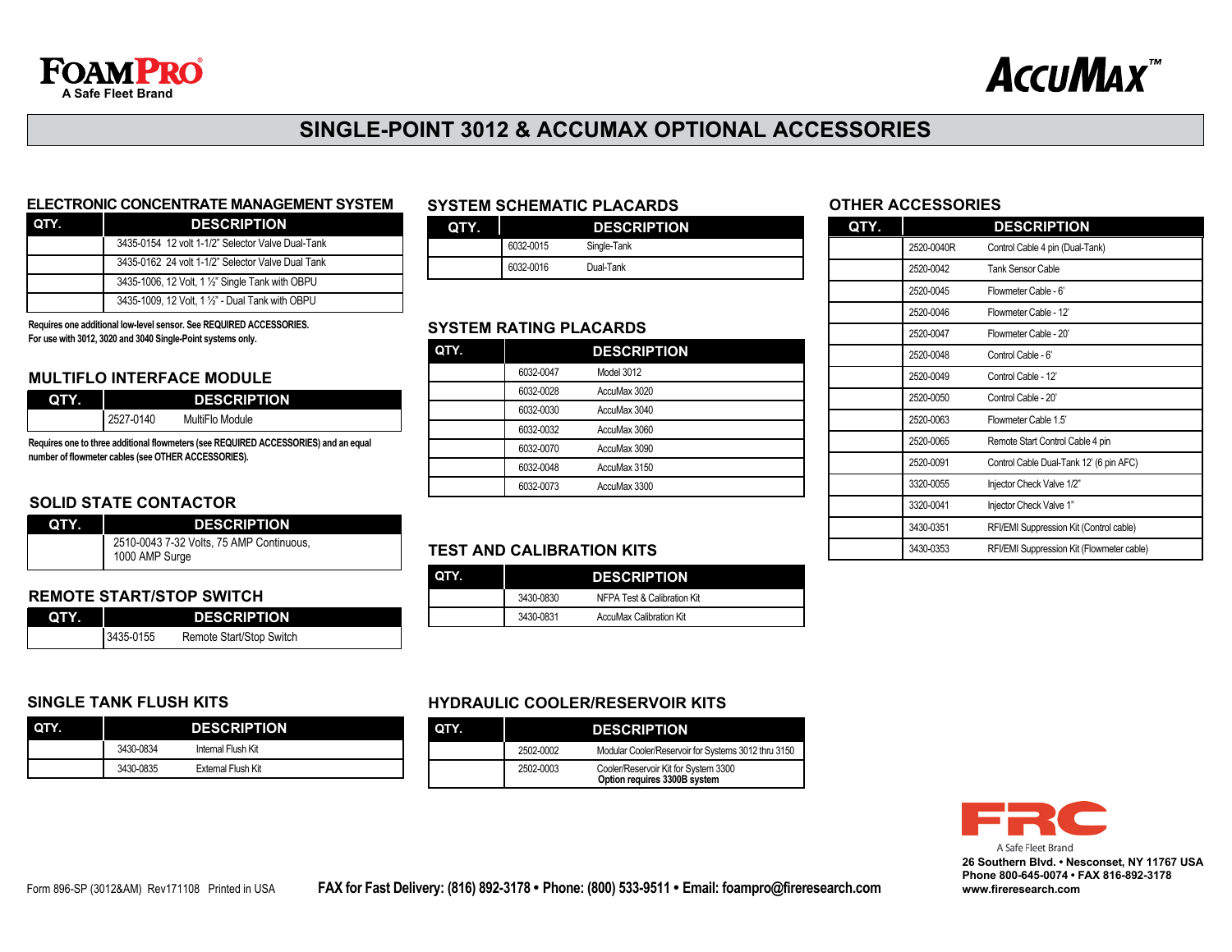FOAMPRO
A Safe Fleet Brand

ACCUMAX™

# SINGLE-POINT 3012 & ACCUMAX OPTIONAL ACCESSORIES

## ELECTRONIC CONCENTRATE MANAGEMENT SYSTEM

| QTY. | DESCRIPTION |
|---|---|
| | 3435-0154 12 volt 1-1/2" Selector Valve Dual-Tank |
| | 3435-0162 24 volt 1-1/2" Selector Valve Dual Tank |
| | 3435-1006, 12 Volt, 1 ½" Single Tank with OBPU |
| | 3435-1009, 12 Volt, 1 ½" - Dual Tank with OBPU |

**Requires one additional low-level sensor. See REQUIRED ACCESSORIES.**
**For use with 3012, 3020 and 3040 Single-Point systems only.**

## MULTIFLO INTERFACE MODULE

| QTY. | DESCRIPTION | |
|---|---|---|
| | 2527-0140 | MultiFlo Module |

**Requires one to three additional flowmeters (see REQUIRED ACCESSORIES) and an equal number of flowmeter cables (see OTHER ACCESSORIES).**

## SOLID STATE CONTACTOR

| QTY. | DESCRIPTION |
|---|---|
| | 2510-0043 7-32 Volts, 75 AMP Continuous, 1000 AMP Surge |

## REMOTE START/STOP SWITCH

| QTY. | DESCRIPTION | |
|---|---|---|
| | 3435-0155 | Remote Start/Stop Switch |

## SINGLE TANK FLUSH KITS

| QTY. | DESCRIPTION | |
|---|---|---|
| | 3430-0834 | Internal Flush Kit |
| | 3430-0835 | External Flush Kit |

## SYSTEM SCHEMATIC PLACARDS

| QTY. | DESCRIPTION | |
|---|---|---|
| | 6032-0015 | Single-Tank |
| | 6032-0016 | Dual-Tank |

## SYSTEM RATING PLACARDS

| QTY. | DESCRIPTION | |
|---|---|---|
| | 6032-0047 | Model 3012 |
| | 6032-0028 | AccuMax 3020 |
| | 6032-0030 | AccuMax 3040 |
| | 6032-0032 | AccuMax 3060 |
| | 6032-0070 | AccuMax 3090 |
| | 6032-0048 | AccuMax 3150 |
| | 6032-0073 | AccuMax 3300 |

## TEST AND CALIBRATION KITS

| QTY. | DESCRIPTION | |
|---|---|---|
| | 3430-0830 | NFPA Test & Calibration Kit |
| | 3430-0831 | AccuMax Calibration Kit |

## HYDRAULIC COOLER/RESERVOIR KITS

| QTY. | DESCRIPTION | |
|---|---|---|
| | 2502-0002 | Modular Cooler/Reservoir for Systems 3012 thru 3150 |
| | 2502-0003 | Cooler/Reservoir Kit for System 3300 **Option requires 3300B system** |

## OTHER ACCESSORIES

| QTY. | DESCRIPTION | |
|---|---|---|
| | 2520-0040R | Control Cable 4 pin (Dual-Tank) |
| | 2520-0042 | Tank Sensor Cable |
| | 2520-0045 | Flowmeter Cable - 6' |
| | 2520-0046 | Flowmeter Cable - 12' |
| | 2520-0047 | Flowmeter Cable - 20' |
| | 2520-0048 | Control Cable - 6' |
| | 2520-0049 | Control Cable - 12' |
| | 2520-0050 | Control Cable - 20' |
| | 2520-0063 | Flowmeter Cable 1.5' |
| | 2520-0065 | Remote Start Control Cable 4 pin |
| | 2520-0091 | Control Cable Dual-Tank 12' (6 pin AFC) |
| | 3320-0055 | Injector Check Valve 1/2" |
| | 3320-0041 | Injector Check Valve 1" |
| | 3430-0351 | RFI/EMI Suppression Kit (Control cable) |
| | 3430-0353 | RFI/EMI Suppression Kit (Flowmeter cable) |

FRC
A Safe Fleet Brand
**26 Southern Blvd. • Nesconset, NY 11767 USA**
**Phone 800-645-0074 • FAX 816-892-3178**
**www.fireresearch.com**

Form 896-SP (3012&AM) Rev171108 Printed in USA

**FAX for Fast Delivery: (816) 892-3178 • Phone: (800) 533-9511 • Email: foampro@fireresearch.com**